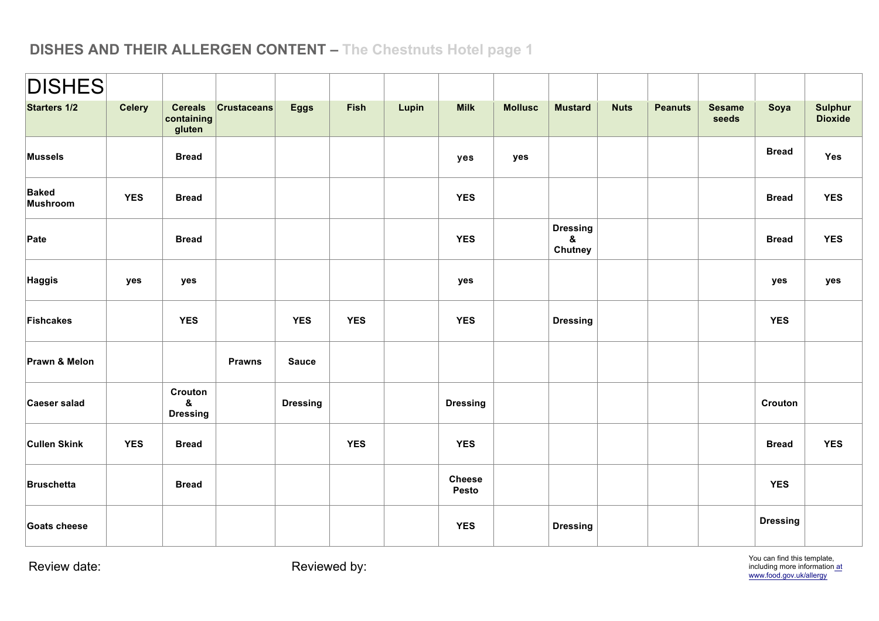## DISHES AND THEIR ALLERGEN CONTENT – The Chestnuts Hotel page 1

| DISHES | | | | | | | | | | | | | | |
|---|---|---|---|---|---|---|---|---|---|---|---|---|---|---|
| **Starters 1/2** | **Celery** | **Cereals containing gluten** | **Crustaceans** | **Eggs** | **Fish** | **Lupin** | **Milk** | **Mollusc** | **Mustard** | **Nuts** | **Peanuts** | **Sesame seeds** | **Soya** | **Sulphur Dioxide** |
| **Mussels** | | **Bread** | | | | | **yes** | **yes** | | | | | **Bread** | **Yes** |
| **Baked Mushroom** | **YES** | **Bread** | | | | | **YES** | | | | | | **Bread** | **YES** |
| **Pate** | | **Bread** | | | | | **YES** | | **Dressing & Chutney** | | | | **Bread** | **YES** |
| **Haggis** | **yes** | **yes** | | | | | **yes** | | | | | | **yes** | **yes** |
| **Fishcakes** | | **YES** | | **YES** | **YES** | | **YES** | | **Dressing** | | | | **YES** | |
| **Prawn & Melon** | | | **Prawns** | **Sauce** | | | | | | | | | | |
| **Caeser salad** | | **Crouton & Dressing** | | **Dressing** | | | **Dressing** | | | | | | **Crouton** | |
| **Cullen Skink** | **YES** | **Bread** | | | **YES** | | **YES** | | | | | | **Bread** | **YES** |
| **Bruschetta** | | **Bread** | | | | | **Cheese Pesto** | | | | | | **YES** | |
| **Goats cheese** | | | | | | | **YES** | | **Dressing** | | | | **Dressing** | |

Review date: 

Reviewed by: 

You can find this template, including more information at www.food.gov.uk/allergy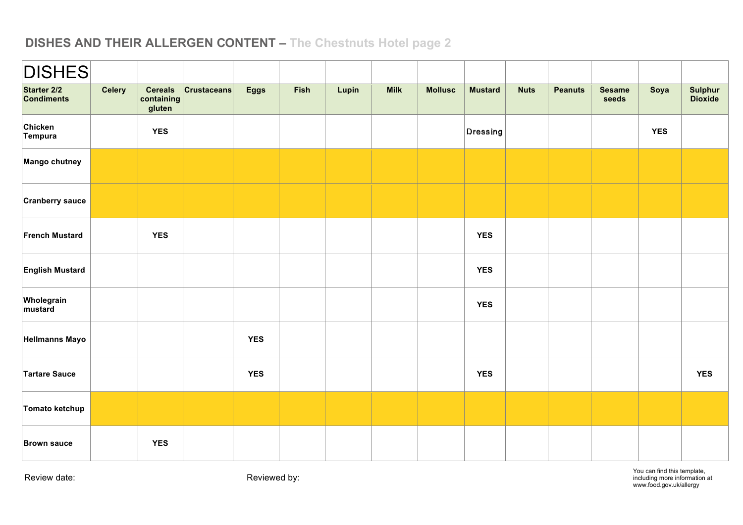## DISHES AND THEIR ALLERGEN CONTENT – The Chestnuts Hotel page 2

| DISHES | | | | | | | | | | | | | | |
|---|---|---|---|---|---|---|---|---|---|---|---|---|---|---|
| **Starter 2/2 Condiments** | **Celery** | **Cereals containing gluten** | **Crustaceans** | **Eggs** | **Fish** | **Lupin** | **Milk** | **Mollusc** | **Mustard** | **Nuts** | **Peanuts** | **Sesame seeds** | **Soya** | **Sulphur Dioxide** |
| **Chicken Tempura** | | **YES** | | | | | | | Dressing | | | | **YES** | |
| **Mango chutney** | | | | | | | | | | | | | | |
| **Cranberry sauce** | | | | | | | | | | | | | | |
| **French Mustard** | | **YES** | | | | | | | **YES** | | | | | |
| **English Mustard** | | | | | | | | | **YES** | | | | | |
| **Wholegrain mustard** | | | | | | | | | **YES** | | | | | |
| **Hellmanns Mayo** | | | | **YES** | | | | | | | | | | |
| **Tartare Sauce** | | | | **YES** | | | | | **YES** | | | | | **YES** |
| **Tomato ketchup** | | | | | | | | | | | | | | |
| **Brown sauce** | | **YES** | | | | | | | | | | | | |

Review date:

Reviewed by:

You can find this template, including more information at www.food.gov.uk/allergy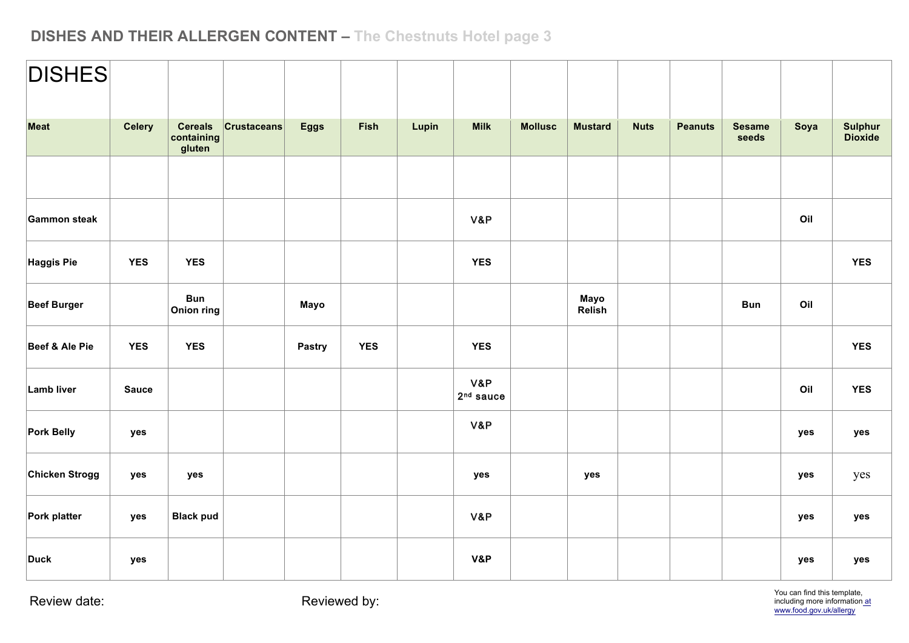## DISHES AND THEIR ALLERGEN CONTENT – The Chestnuts Hotel page 3

| DISHES | | | | | | | | | | | | | | |
|---|---|---|---|---|---|---|---|---|---|---|---|---|---|---|
| **Meat** | **Celery** | **Cereals containing gluten** | **Crustaceans** | **Eggs** | **Fish** | **Lupin** | **Milk** | **Mollusc** | **Mustard** | **Nuts** | **Peanuts** | **Sesame seeds** | **Soya** | **Sulphur Dioxide** |
| | | | | | | | | | | | | | | |
| **Gammon steak** | | | | | | | V&P | | | | | | Oil | |
| **Haggis Pie** | YES | YES | | | | | YES | | | | | | | YES |
| **Beef Burger** | | Bun Onion ring | | Mayo | | | | | Mayo Relish | | | Bun | Oil | |
| **Beef & Ale Pie** | YES | YES | | Pastry | YES | | YES | | | | | | | YES |
| **Lamb liver** | Sauce | | | | | | V&P 2nd sauce | | | | | | Oil | YES |
| **Pork Belly** | yes | | | | | | V&P | | | | | | yes | yes |
| **Chicken Strogg** | yes | yes | | | | | yes | | yes | | | | yes | yes |
| **Pork platter** | yes | Black pud | | | | | V&P | | | | | | yes | yes |
| **Duck** | yes | | | | | | V&P | | | | | | yes | yes |

Review date: Reviewed by:

You can find this template, including more information at www.food.gov.uk/allergy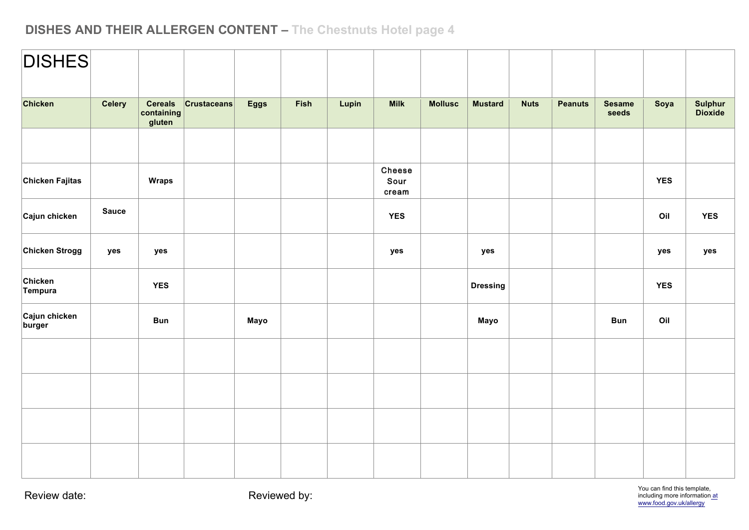## DISHES AND THEIR ALLERGEN CONTENT – The Chestnuts Hotel page 4

| DISHES | | | | | | | | | | | | | | |
|---|---|---|---|---|---|---|---|---|---|---|---|---|---|---|
| **Chicken** | **Celery** | **Cereals containing gluten** | **Crustaceans** | **Eggs** | **Fish** | **Lupin** | **Milk** | **Mollusc** | **Mustard** | **Nuts** | **Peanuts** | **Sesame seeds** | **Soya** | **Sulphur Dioxide** |
| | | | | | | | | | | | | | | |
| **Chicken Fajitas** | | **Wraps** | | | | | **Cheese Sour cream** | | | | | | **YES** | |
| **Cajun chicken** | **Sauce** | | | | | | **YES** | | | | | | **Oil** | **YES** |
| **Chicken Strogg** | **yes** | **yes** | | | | | **yes** | | **yes** | | | | **yes** | **yes** |
| **Chicken Tempura** | | **YES** | | | | | | | **Dressing** | | | | **YES** | |
| **Cajun chicken burger** | | **Bun** | | **Mayo** | | | | | **Mayo** | | | **Bun** | **Oil** | |
| | | | | | | | | | | | | | | |
| | | | | | | | | | | | | | | |
| | | | | | | | | | | | | | | |
| | | | | | | | | | | | | | | |

Review date:

Reviewed by:

You can find this template, including more information at www.food.gov.uk/allergy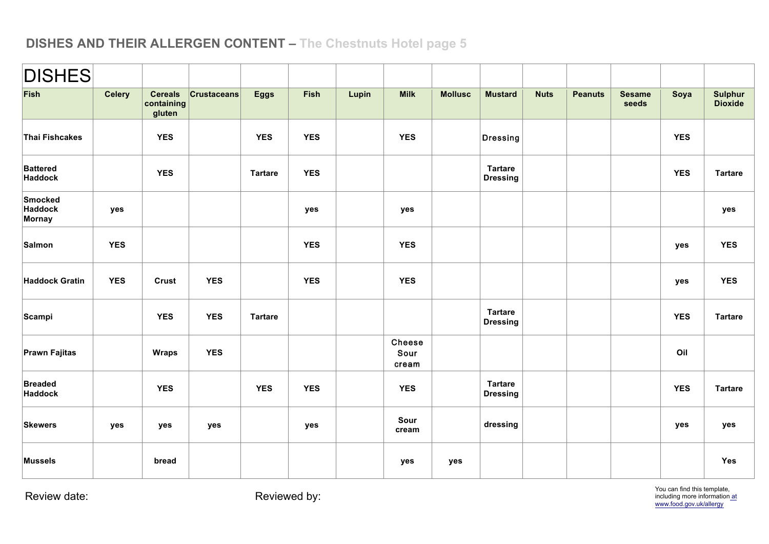## DISHES AND THEIR ALLERGEN CONTENT – The Chestnuts Hotel page 5

| DISHES | | | | | | | | | | | | | | |
|---|---|---|---|---|---|---|---|---|---|---|---|---|---|---|
| **Fish** | **Celery** | **Cereals containing gluten** | **Crustaceans** | **Eggs** | **Fish** | **Lupin** | **Milk** | **Mollusc** | **Mustard** | **Nuts** | **Peanuts** | **Sesame seeds** | **Soya** | **Sulphur Dioxide** |
| **Thai Fishcakes** | | **YES** | | **YES** | **YES** | | **YES** | | Dressing | | | | **YES** | |
| **Battered Haddock** | | **YES** | | **Tartare** | **YES** | | | | **Tartare Dressing** | | | | **YES** | **Tartare** |
| **Smocked Haddock Mornay** | **yes** | | | | **yes** | | **yes** | | | | | | | **yes** |
| **Salmon** | **YES** | | | | **YES** | | **YES** | | | | | | **yes** | **YES** |
| **Haddock Gratin** | **YES** | **Crust** | **YES** | | **YES** | | **YES** | | | | | | **yes** | **YES** |
| **Scampi** | | **YES** | **YES** | **Tartare** | | | | | **Tartare Dressing** | | | | **YES** | **Tartare** |
| **Prawn Fajitas** | | **Wraps** | **YES** | | | | Cheese Sour cream | | | | | | **Oil** | |
| **Breaded Haddock** | | **YES** | | **YES** | **YES** | | **YES** | | **Tartare Dressing** | | | | **YES** | **Tartare** |
| **Skewers** | **yes** | **yes** | **yes** | | **yes** | | **Sour cream** | | **dressing** | | | | **yes** | **yes** |
| **Mussels** | | **bread** | | | | | **yes** | **yes** | | | | | | **Yes** |

Review date: Reviewed by:

You can find this template, including more information at www.food.gov.uk/allergy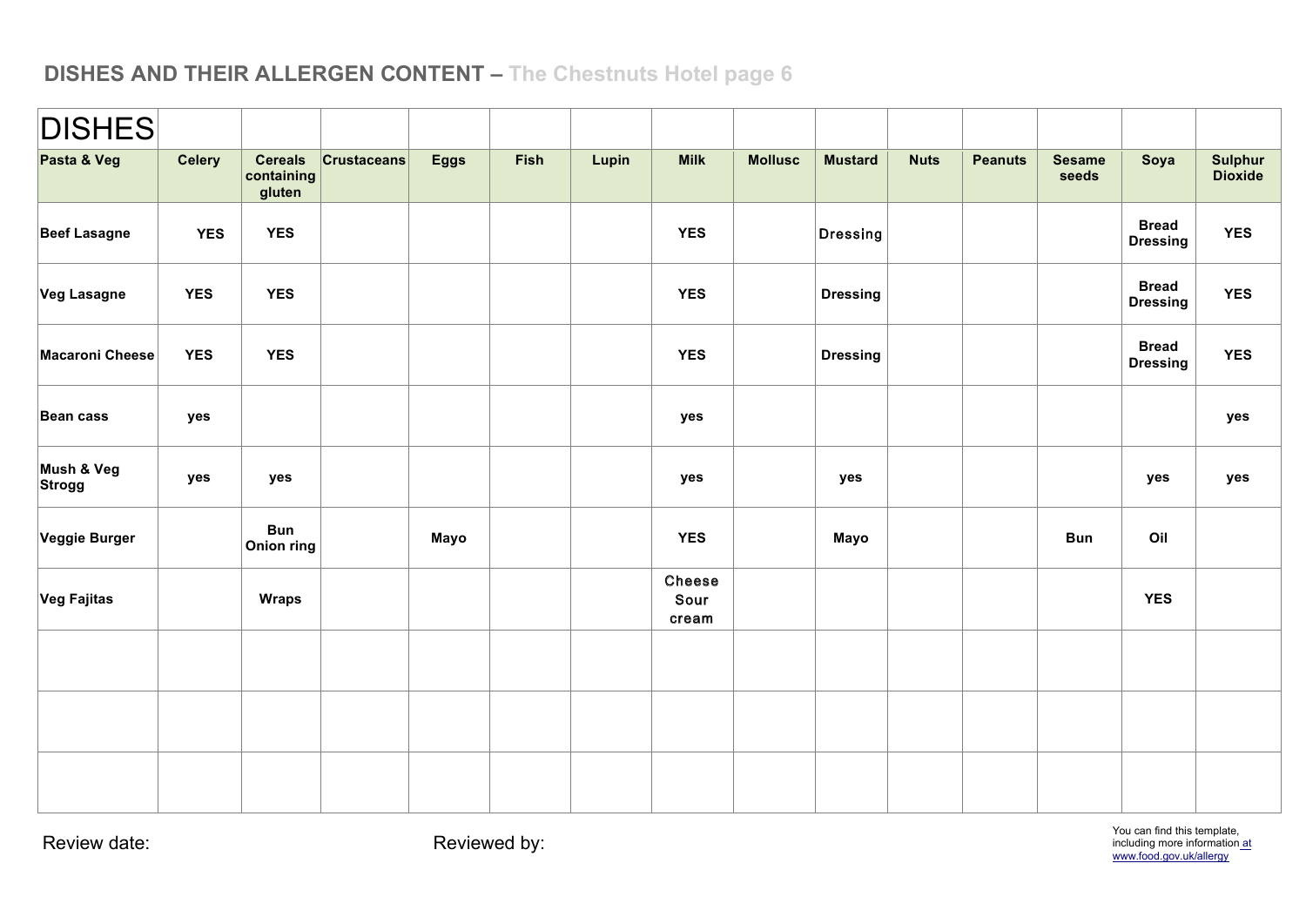## DISHES AND THEIR ALLERGEN CONTENT – The Chestnuts Hotel page 6

| DISHES | | | | | | | | | | | | | | |
|---|---|---|---|---|---|---|---|---|---|---|---|---|---|---|
| **Pasta & Veg** | **Celery** | **Cereals containing gluten** | **Crustaceans** | **Eggs** | **Fish** | **Lupin** | **Milk** | **Mollusc** | **Mustard** | **Nuts** | **Peanuts** | **Sesame seeds** | **Soya** | **Sulphur Dioxide** |
| **Beef Lasagne** | **YES** | **YES** | | | | | **YES** | | Dressing | | | | **Bread Dressing** | **YES** |
| **Veg Lasagne** | **YES** | **YES** | | | | | **YES** | | **Dressing** | | | | **Bread Dressing** | **YES** |
| **Macaroni Cheese** | **YES** | **YES** | | | | | **YES** | | **Dressing** | | | | **Bread Dressing** | **YES** |
| **Bean cass** | **yes** | | | | | | **yes** | | | | | | | **yes** |
| **Mush & Veg Strogg** | **yes** | **yes** | | | | | **yes** | | **yes** | | | | **yes** | **yes** |
| **Veggie Burger** | | **Bun Onion ring** | | **Mayo** | | | **YES** | | **Mayo** | | | **Bun** | **Oil** | |
| **Veg Fajitas** | | **Wraps** | | | | | Cheese Sour cream | | | | | | **YES** | |
| | | | | | | | | | | | | | | |
| | | | | | | | | | | | | | | |
| | | | | | | | | | | | | | | |

Review date: Reviewed by:

You can find this template, including more information at www.food.gov.uk/allergy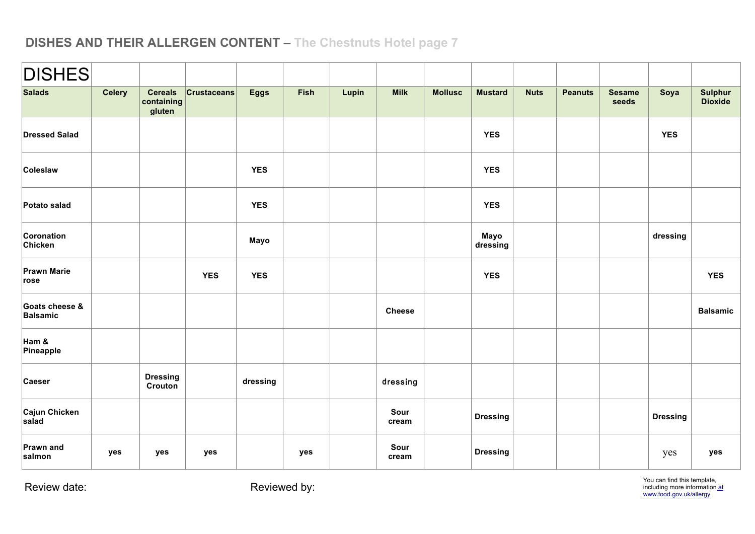## DISHES AND THEIR ALLERGEN CONTENT – The Chestnuts Hotel page 7

| DISHES | | | | | | | | | | | | | | |
|---|---|---|---|---|---|---|---|---|---|---|---|---|---|---|
| **Salads** | **Celery** | **Cereals containing gluten** | **Crustaceans** | **Eggs** | **Fish** | **Lupin** | **Milk** | **Mollusc** | **Mustard** | **Nuts** | **Peanuts** | **Sesame seeds** | **Soya** | **Sulphur Dioxide** |
| **Dressed Salad** | | | | | | | | | **YES** | | | | **YES** | |
| **Coleslaw** | | | | **YES** | | | | | **YES** | | | | | |
| **Potato salad** | | | | **YES** | | | | | **YES** | | | | | |
| **Coronation Chicken** | | | | **Mayo** | | | | | **Mayo dressing** | | | | **dressing** | |
| **Prawn Marie rose** | | | **YES** | **YES** | | | | | **YES** | | | | | **YES** |
| **Goats cheese & Balsamic** | | | | | | | **Cheese** | | | | | | | **Balsamic** |
| **Ham & Pineapple** | | | | | | | | | | | | | | |
| **Caeser** | | **Dressing Crouton** | | **dressing** | | | dressing | | | | | | | |
| **Cajun Chicken salad** | | | | | | | **Sour cream** | | **Dressing** | | | | **Dressing** | |
| **Prawn and salmon** | **yes** | **yes** | **yes** | | **yes** | | **Sour cream** | | **Dressing** | | | | yes | **yes** |

Review date: Reviewed by:

You can find this template, including more information at www.food.gov.uk/allergy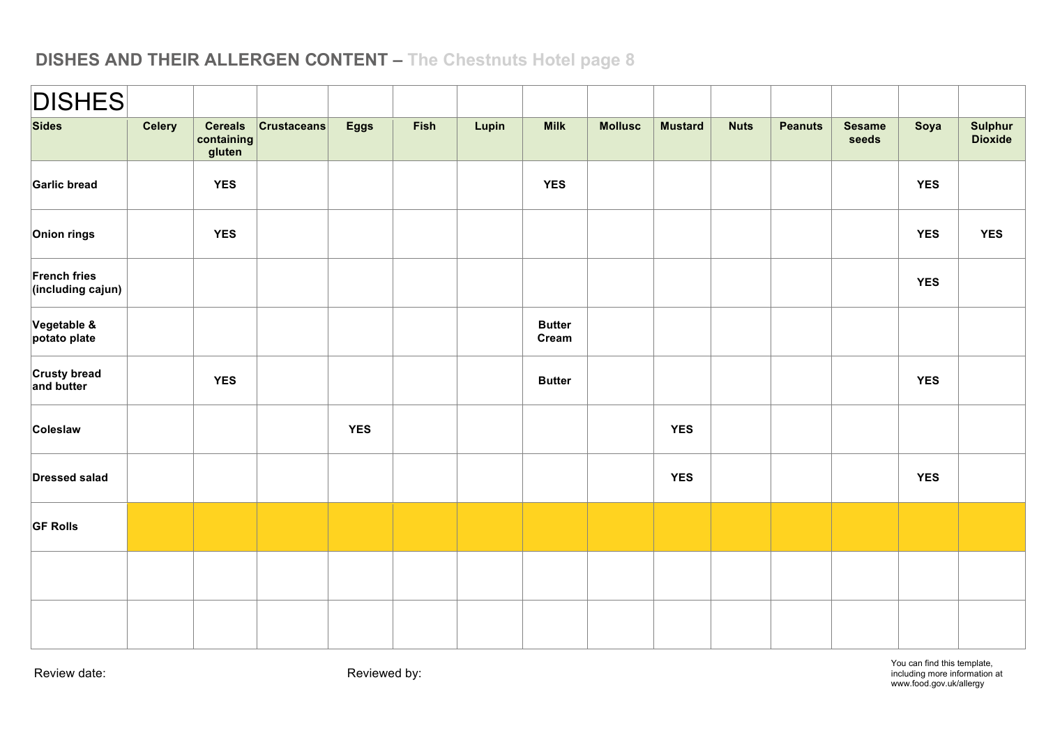## DISHES AND THEIR ALLERGEN CONTENT – The Chestnuts Hotel page 8

| DISHES | | | | | | | | | | | | | | |
|---|---|---|---|---|---|---|---|---|---|---|---|---|---|---|
| **Sides** | **Celery** | **Cereals containing gluten** | **Crustaceans** | **Eggs** | **Fish** | **Lupin** | **Milk** | **Mollusc** | **Mustard** | **Nuts** | **Peanuts** | **Sesame seeds** | **Soya** | **Sulphur Dioxide** |
| **Garlic bread** | | **YES** | | | | | **YES** | | | | | | **YES** | |
| **Onion rings** | | **YES** | | | | | | | | | | | **YES** | **YES** |
| **French fries (including cajun)** | | | | | | | | | | | | | **YES** | |
| **Vegetable & potato plate** | | | | | | | **Butter Cream** | | | | | | | |
| **Crusty bread and butter** | | **YES** | | | | | **Butter** | | | | | | **YES** | |
| **Coleslaw** | | | | **YES** | | | | | **YES** | | | | | |
| **Dressed salad** | | | | | | | | | **YES** | | | | **YES** | |
| **GF Rolls** | | | | | | | | | | | | | | |
| | | | | | | | | | | | | | | |
| | | | | | | | | | | | | | | |

Review date: Reviewed by:

You can find this template, including more information at www.food.gov.uk/allergy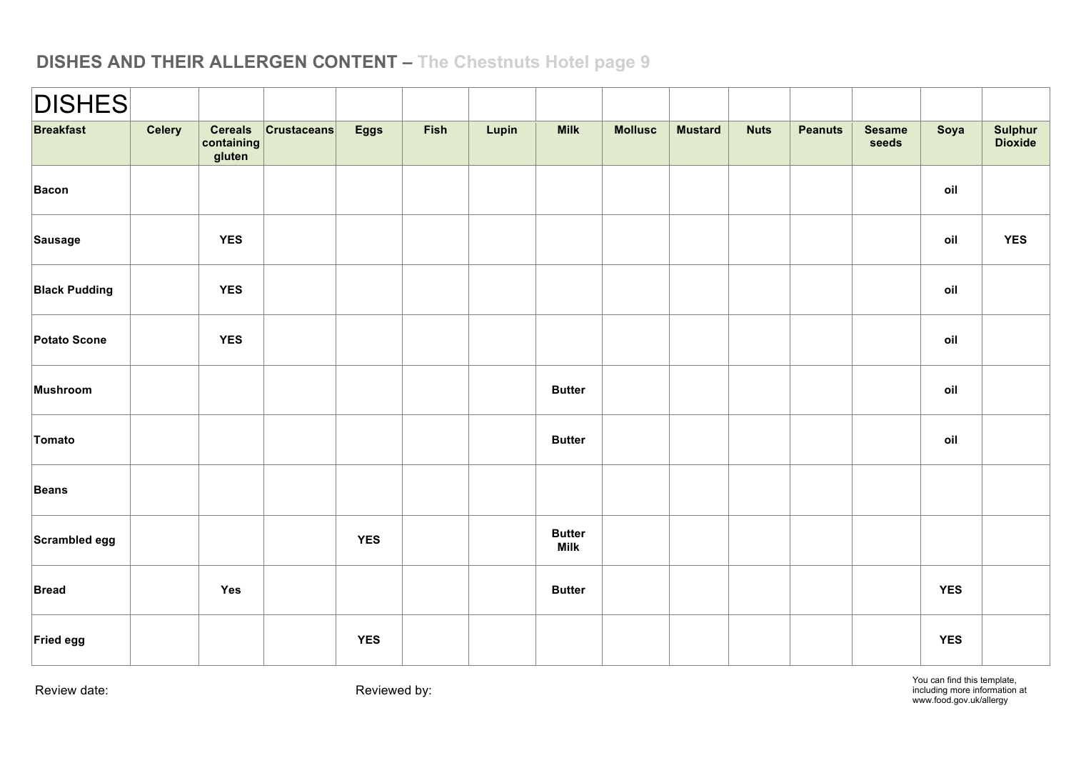## DISHES AND THEIR ALLERGEN CONTENT – The Chestnuts Hotel page 9

| DISHES | | | | | | | | | | | | | | |
|---|---|---|---|---|---|---|---|---|---|---|---|---|---|---|
| **Breakfast** | **Celery** | **Cereals containing gluten** | **Crustaceans** | **Eggs** | **Fish** | **Lupin** | **Milk** | **Mollusc** | **Mustard** | **Nuts** | **Peanuts** | **Sesame seeds** | **Soya** | **Sulphur Dioxide** |
| **Bacon** | | | | | | | | | | | | | **oil** | |
| **Sausage** | | **YES** | | | | | | | | | | | **oil** | **YES** |
| **Black Pudding** | | **YES** | | | | | | | | | | | **oil** | |
| **Potato Scone** | | **YES** | | | | | | | | | | | **oil** | |
| **Mushroom** | | | | | | | **Butter** | | | | | | **oil** | |
| **Tomato** | | | | | | | **Butter** | | | | | | **oil** | |
| **Beans** | | | | | | | | | | | | | | |
| **Scrambled egg** | | | | **YES** | | | **Butter Milk** | | | | | | | |
| **Bread** | | **Yes** | | | | | **Butter** | | | | | | **YES** | |
| **Fried egg** | | | | **YES** | | | | | | | | | **YES** | |

Review date:

Reviewed by:

You can find this template, including more information at www.food.gov.uk/allergy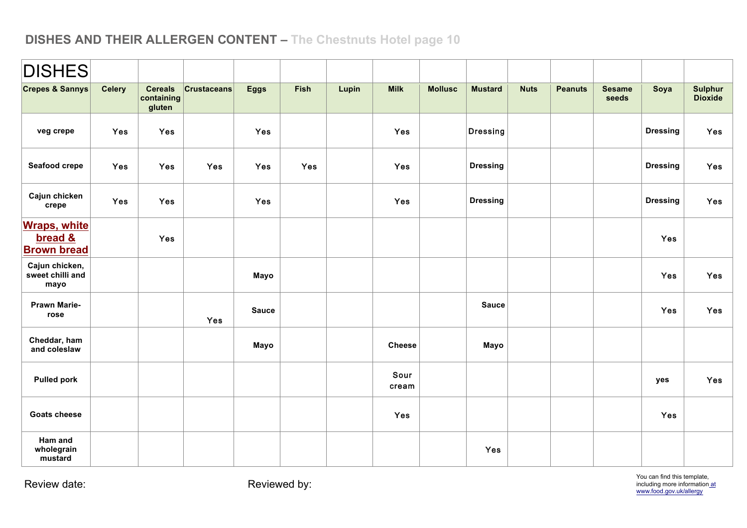## DISHES AND THEIR ALLERGEN CONTENT – The Chestnuts Hotel page 10

| DISHES | | | | | | | | | | | | | | |
|---|---|---|---|---|---|---|---|---|---|---|---|---|---|---|
| **Crepes & Sannys** | **Celery** | **Cereals containing gluten** | **Crustaceans** | **Eggs** | **Fish** | **Lupin** | **Milk** | **Mollusc** | **Mustard** | **Nuts** | **Peanuts** | **Sesame seeds** | **Soya** | **Sulphur Dioxide** |
| **veg crepe** | Yes | Yes | | Yes | | | Yes | | Dressing | | | | Dressing | Yes |
| **Seafood crepe** | Yes | Yes | Yes | Yes | Yes | | Yes | | Dressing | | | | Dressing | Yes |
| **Cajun chicken crepe** | Yes | Yes | | Yes | | | Yes | | Dressing | | | | Dressing | Yes |
| **Wraps, white bread & Brown bread** | | Yes | | | | | | | | | | | Yes | |
| **Cajun chicken, sweet chilli and mayo** | | | | Mayo | | | | | | | | | Yes | Yes |
| **Prawn Marie-rose** | | | Yes | Sauce | | | | | Sauce | | | | Yes | Yes |
| **Cheddar, ham and coleslaw** | | | | Mayo | | | Cheese | | Mayo | | | | | |
| **Pulled pork** | | | | | | | Sour cream | | | | | | yes | Yes |
| **Goats cheese** | | | | | | | Yes | | | | | | Yes | |
| **Ham and wholegrain mustard** | | | | | | | | | Yes | | | | | |

Review date: Reviewed by:

You can find this template, including more information at www.food.gov.uk/allergy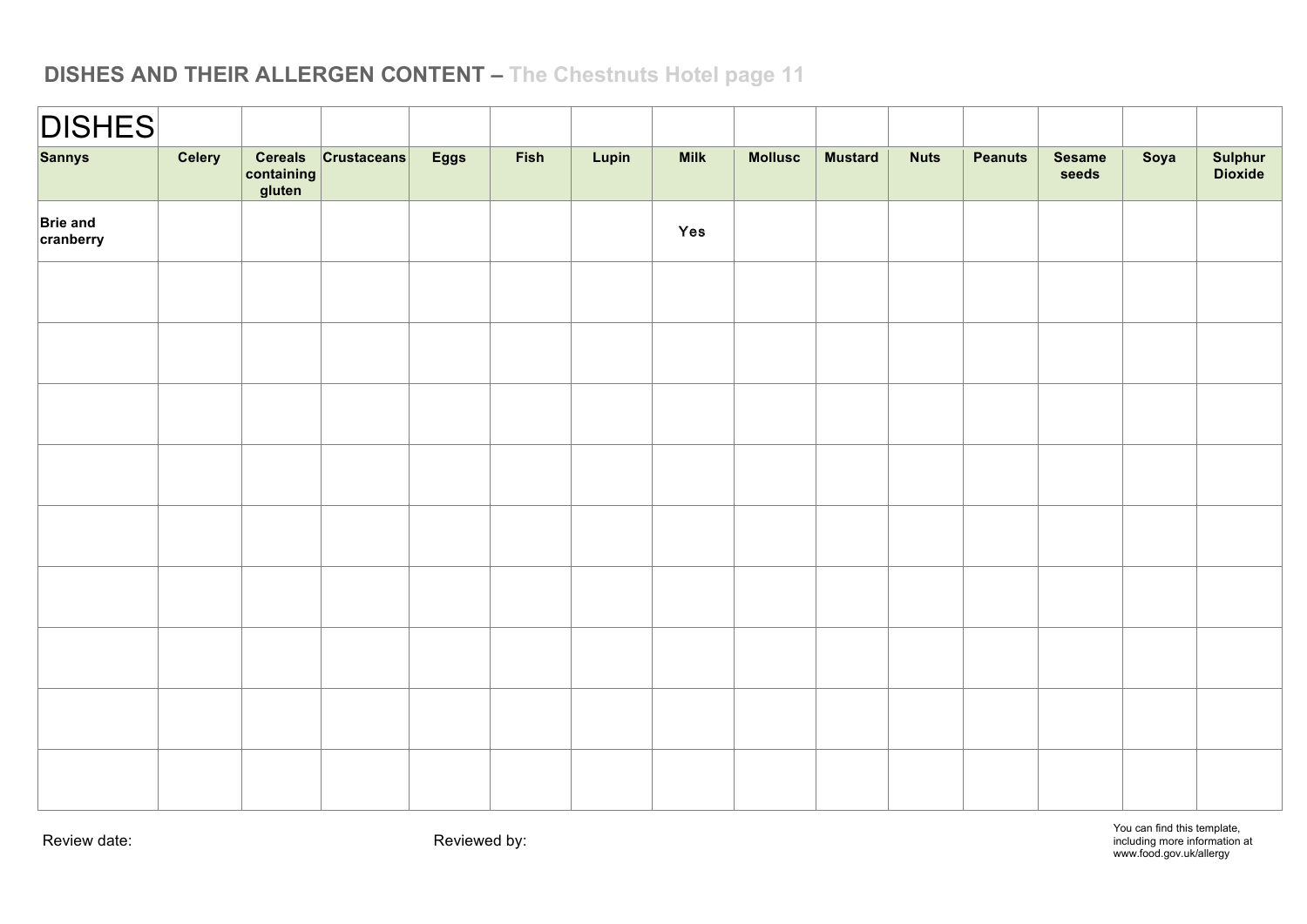## DISHES AND THEIR ALLERGEN CONTENT – The Chestnuts Hotel page 11

| DISHES | | | | | | | | | | | | | | |
|---|---|---|---|---|---|---|---|---|---|---|---|---|---|---|
| **Sannys** | **Celery** | **Cereals containing gluten** | **Crustaceans** | **Eggs** | **Fish** | **Lupin** | **Milk** | **Mollusc** | **Mustard** | **Nuts** | **Peanuts** | **Sesame seeds** | **Soya** | **Sulphur Dioxide** |
| **Brie and cranberry** | | | | | | | Yes | | | | | | | |
| | | | | | | | | | | | | | | |
| | | | | | | | | | | | | | | |
| | | | | | | | | | | | | | | |
| | | | | | | | | | | | | | | |
| | | | | | | | | | | | | | | |
| | | | | | | | | | | | | | | |
| | | | | | | | | | | | | | | |
| | | | | | | | | | | | | | | |
| | | | | | | | | | | | | | | |

Review date: Reviewed by:

You can find this template, including more information at www.food.gov.uk/allergy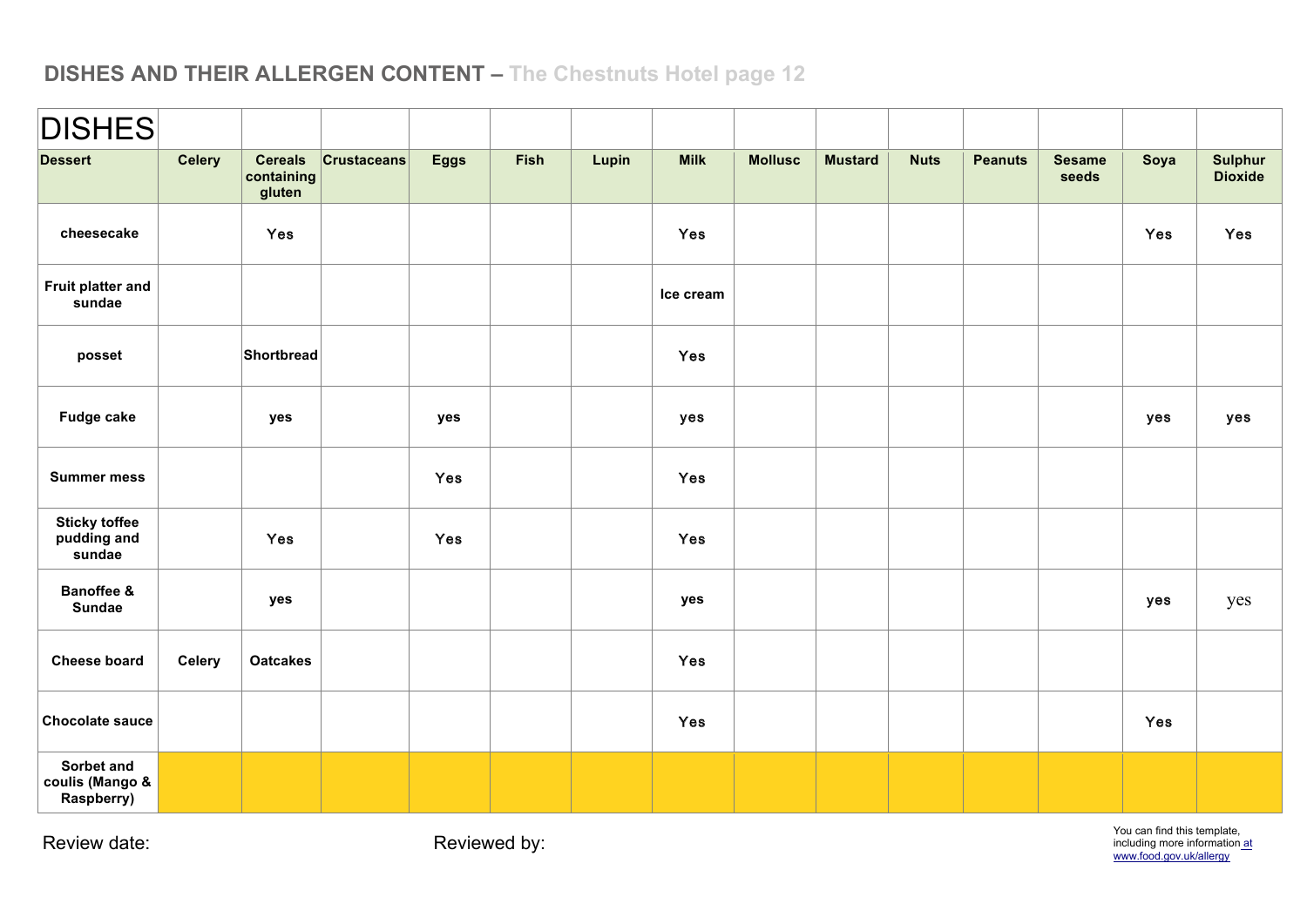## DISHES AND THEIR ALLERGEN CONTENT – The Chestnuts Hotel page 12

| DISHES | | | | | | | | | | | | | | |
|---|---|---|---|---|---|---|---|---|---|---|---|---|---|---|
| **Dessert** | **Celery** | **Cereals containing gluten** | **Crustaceans** | **Eggs** | **Fish** | **Lupin** | **Milk** | **Mollusc** | **Mustard** | **Nuts** | **Peanuts** | **Sesame seeds** | **Soya** | **Sulphur Dioxide** |
| **cheesecake** | | Yes | | | | | Yes | | | | | | Yes | Yes |
| **Fruit platter and sundae** | | | | | | | Ice cream | | | | | | | |
| **posset** | | Shortbread | | | | | Yes | | | | | | | |
| **Fudge cake** | | yes | | yes | | | yes | | | | | | yes | yes |
| **Summer mess** | | | | Yes | | | Yes | | | | | | | |
| **Sticky toffee pudding and sundae** | | Yes | | Yes | | | Yes | | | | | | | |
| **Banoffee & Sundae** | | yes | | | | | yes | | | | | | yes | yes |
| **Cheese board** | Celery | Oatcakes | | | | | Yes | | | | | | | |
| **Chocolate sauce** | | | | | | | Yes | | | | | | Yes | |
| **Sorbet and coulis (Mango & Raspberry)** | | | | | | | | | | | | | | |

Review date:

Reviewed by:

You can find this template, including more information at www.food.gov.uk/allergy